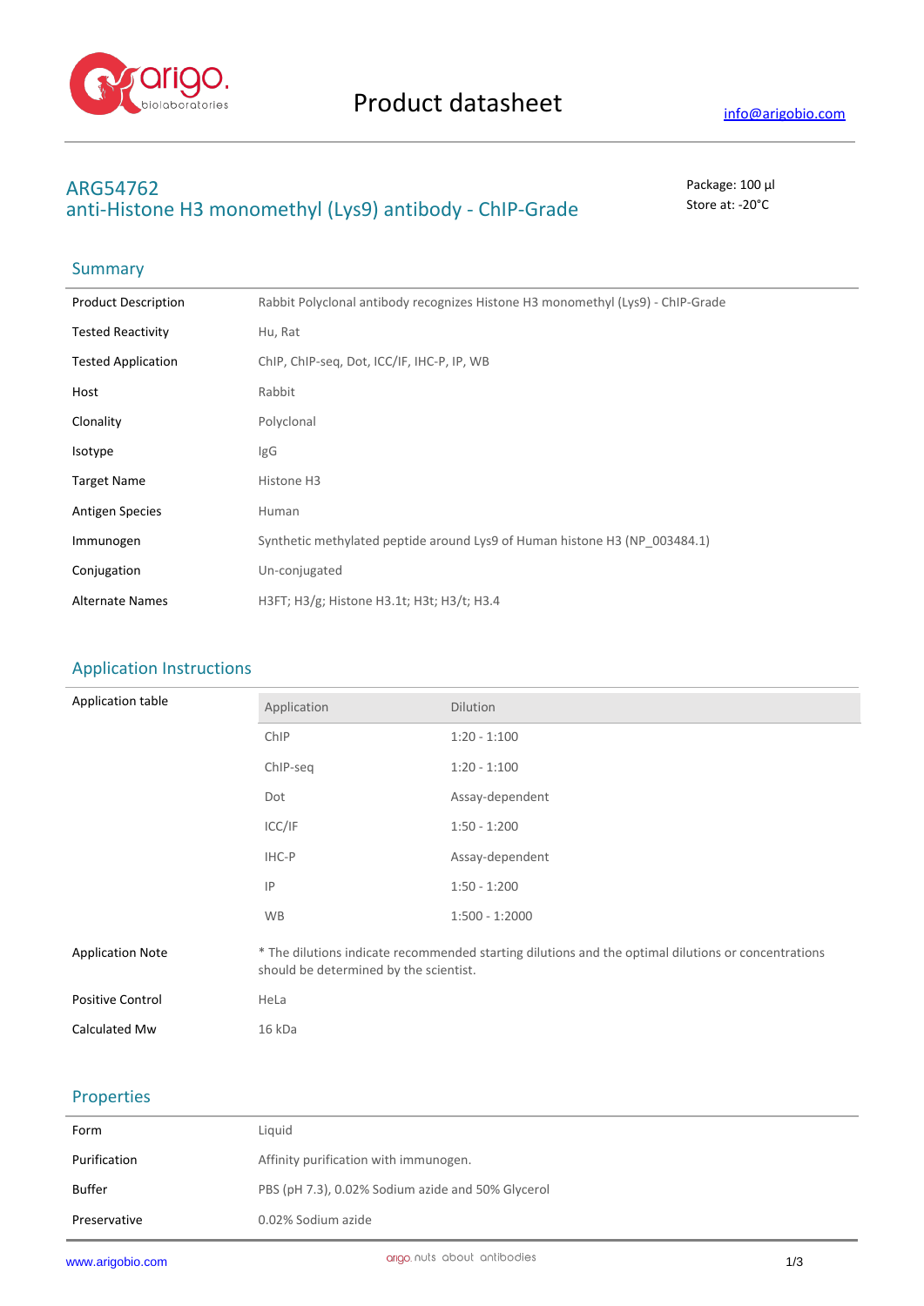# Product datasheet

info@arigobio.com

## ARG54762
## anti-Histone H3 monomethyl (Lys9) antibody - ChIP-Grade

Package: 100 μl
Store at: -20°C

## Summary

| | |
|---|---|
| Product Description | Rabbit Polyclonal antibody recognizes Histone H3 monomethyl (Lys9) - ChIP-Grade |
| Tested Reactivity | Hu, Rat |
| Tested Application | ChIP, ChIP-seq, Dot, ICC/IF, IHC-P, IP, WB |
| Host | Rabbit |
| Clonality | Polyclonal |
| Isotype | IgG |
| Target Name | Histone H3 |
| Antigen Species | Human |
| Immunogen | Synthetic methylated peptide around Lys9 of Human histone H3 (NP_003484.1) |
| Conjugation | Un-conjugated |
| Alternate Names | H3FT; H3/g; Histone H3.1t; H3t; H3/t; H3.4 |

## Application Instructions

Application table

| Application | Dilution |
|---|---|
| ChIP | 1:20 - 1:100 |
| ChIP-seq | 1:20 - 1:100 |
| Dot | Assay-dependent |
| ICC/IF | 1:50 - 1:200 |
| IHC-P | Assay-dependent |
| IP | 1:50 - 1:200 |
| WB | 1:500 - 1:2000 |

| | |
|---|---|
| Application Note | * The dilutions indicate recommended starting dilutions and the optimal dilutions or concentrations should be determined by the scientist. |
| Positive Control | HeLa |
| Calculated Mw | 16 kDa |

## Properties

| | |
|---|---|
| Form | Liquid |
| Purification | Affinity purification with immunogen. |
| Buffer | PBS (pH 7.3), 0.02% Sodium azide and 50% Glycerol |
| Preservative | 0.02% Sodium azide |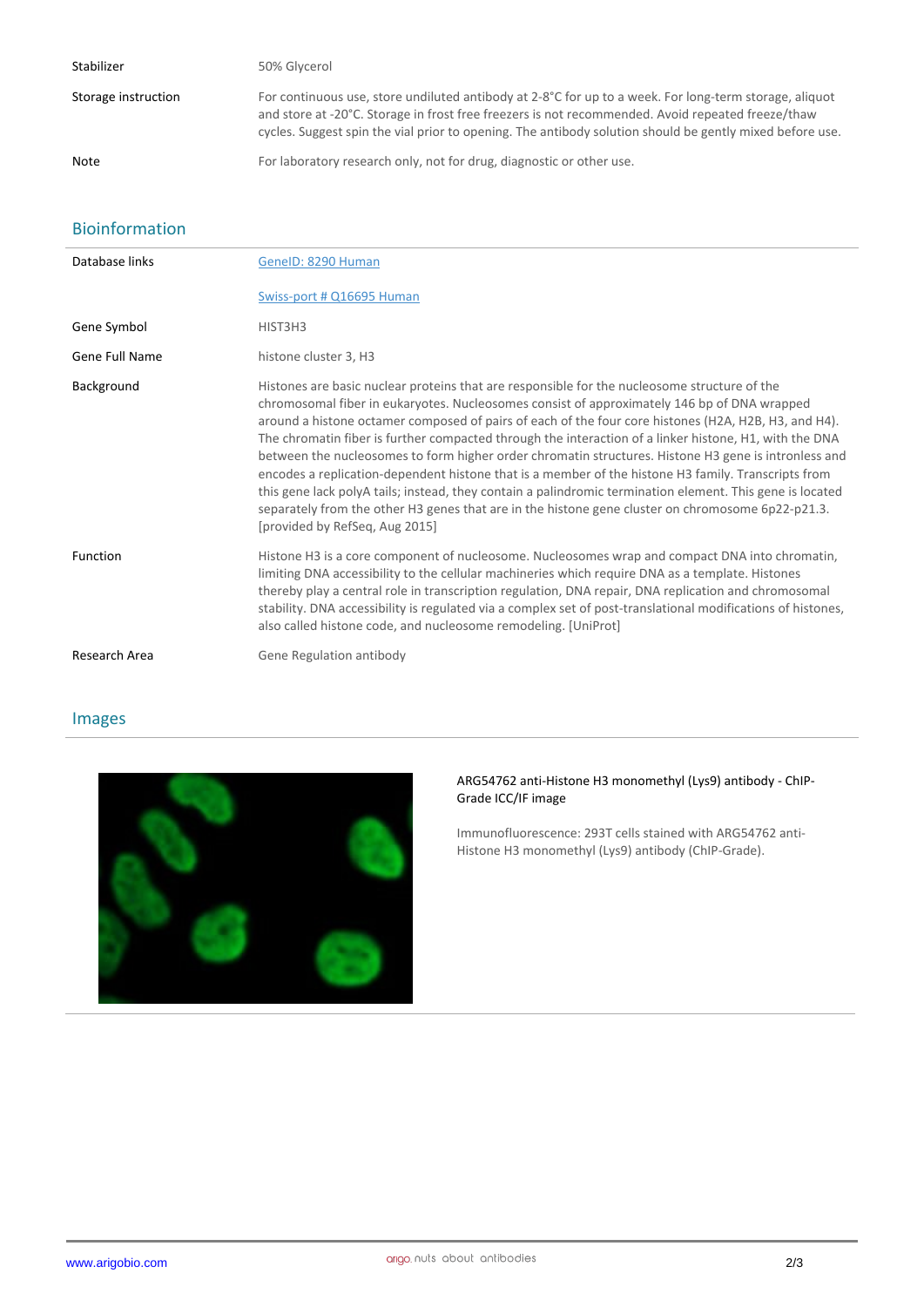| | |
|---|---|
| Stabilizer | 50% Glycerol |
| Storage instruction | For continuous use, store undiluted antibody at 2-8°C for up to a week. For long-term storage, aliquot and store at -20°C. Storage in frost free freezers is not recommended. Avoid repeated freeze/thaw cycles. Suggest spin the vial prior to opening. The antibody solution should be gently mixed before use. |
| Note | For laboratory research only, not for drug, diagnostic or other use. |

## Bioinformation

| | |
|---|---|
| Database links | GeneID: 8290 Human<br><br>Swiss-port # Q16695 Human |
| Gene Symbol | HIST3H3 |
| Gene Full Name | histone cluster 3, H3 |
| Background | Histones are basic nuclear proteins that are responsible for the nucleosome structure of the chromosomal fiber in eukaryotes. Nucleosomes consist of approximately 146 bp of DNA wrapped around a histone octamer composed of pairs of each of the four core histones (H2A, H2B, H3, and H4). The chromatin fiber is further compacted through the interaction of a linker histone, H1, with the DNA between the nucleosomes to form higher order chromatin structures. Histone H3 gene is intronless and encodes a replication-dependent histone that is a member of the histone H3 family. Transcripts from this gene lack polyA tails; instead, they contain a palindromic termination element. This gene is located separately from the other H3 genes that are in the histone gene cluster on chromosome 6p22-p21.3. [provided by RefSeq, Aug 2015] |
| Function | Histone H3 is a core component of nucleosome. Nucleosomes wrap and compact DNA into chromatin, limiting DNA accessibility to the cellular machineries which require DNA as a template. Histones thereby play a central role in transcription regulation, DNA repair, DNA replication and chromosomal stability. DNA accessibility is regulated via a complex set of post-translational modifications of histones, also called histone code, and nucleosome remodeling. [UniProt] |
| Research Area | Gene Regulation antibody |

## Images

ARG54762 anti-Histone H3 monomethyl (Lys9) antibody - ChIP-Grade ICC/IF image

Immunofluorescence: 293T cells stained with ARG54762 anti-Histone H3 monomethyl (Lys9) antibody (ChIP-Grade).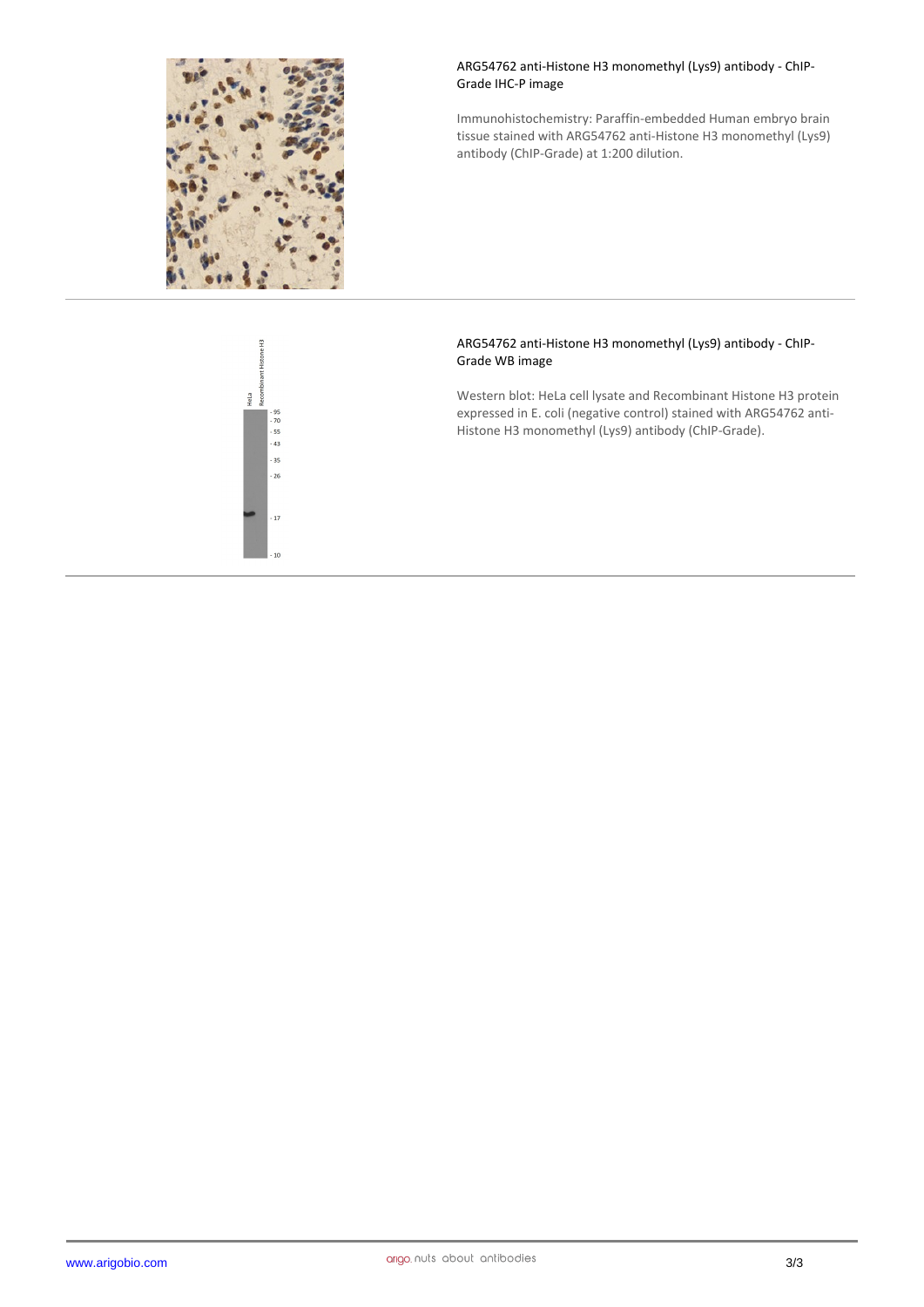ARG54762 anti-Histone H3 monomethyl (Lys9) antibody - ChIP-Grade IHC-P image

Immunohistochemistry: Paraffin-embedded Human embryo brain tissue stained with ARG54762 anti-Histone H3 monomethyl (Lys9) antibody (ChIP-Grade) at 1:200 dilution.

HeLa
Recombinant Histone H3
- 95
- 70
- 55
- 43
- 35
- 26
- 17
- 10

ARG54762 anti-Histone H3 monomethyl (Lys9) antibody - ChIP-Grade WB image

Western blot: HeLa cell lysate and Recombinant Histone H3 protein expressed in E. coli (negative control) stained with ARG54762 anti-Histone H3 monomethyl (Lys9) antibody (ChIP-Grade).